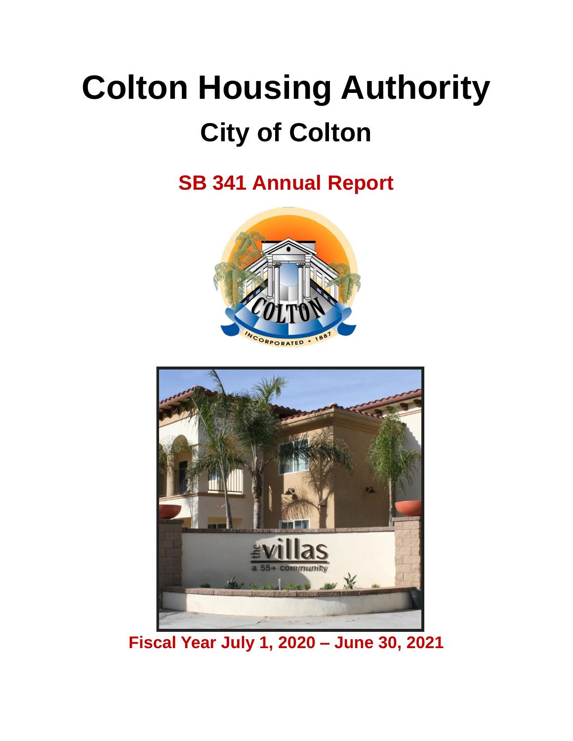# Colton Housing Authority

## City of Colton

### SB 341 Annual Report

**Fiscal Year July 1, 2020 – June 30, 2021**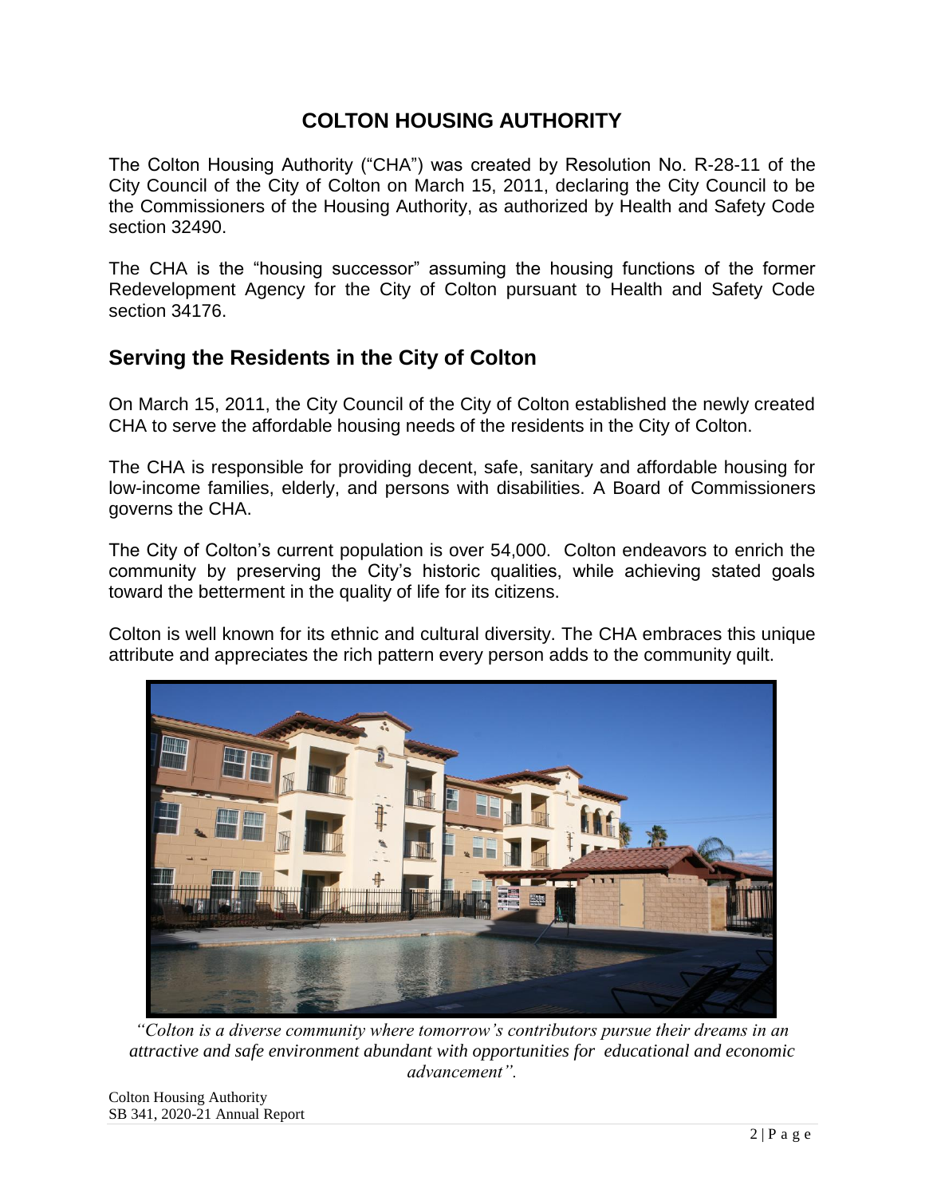# COLTON HOUSING AUTHORITY

The Colton Housing Authority ("CHA") was created by Resolution No. R-28-11 of the City Council of the City of Colton on March 15, 2011, declaring the City Council to be the Commissioners of the Housing Authority, as authorized by Health and Safety Code section 32490.

The CHA is the "housing successor" assuming the housing functions of the former Redevelopment Agency for the City of Colton pursuant to Health and Safety Code section 34176.

## Serving the Residents in the City of Colton

On March 15, 2011, the City Council of the City of Colton established the newly created CHA to serve the affordable housing needs of the residents in the City of Colton.

The CHA is responsible for providing decent, safe, sanitary and affordable housing for low-income families, elderly, and persons with disabilities. A Board of Commissioners governs the CHA.

The City of Colton's current population is over 54,000. Colton endeavors to enrich the community by preserving the City's historic qualities, while achieving stated goals toward the betterment in the quality of life for its citizens.

Colton is well known for its ethnic and cultural diversity. The CHA embraces this unique attribute and appreciates the rich pattern every person adds to the community quilt.

*"Colton is a diverse community where tomorrow's contributors pursue their dreams in an attractive and safe environment abundant with opportunities for educational and economic advancement".*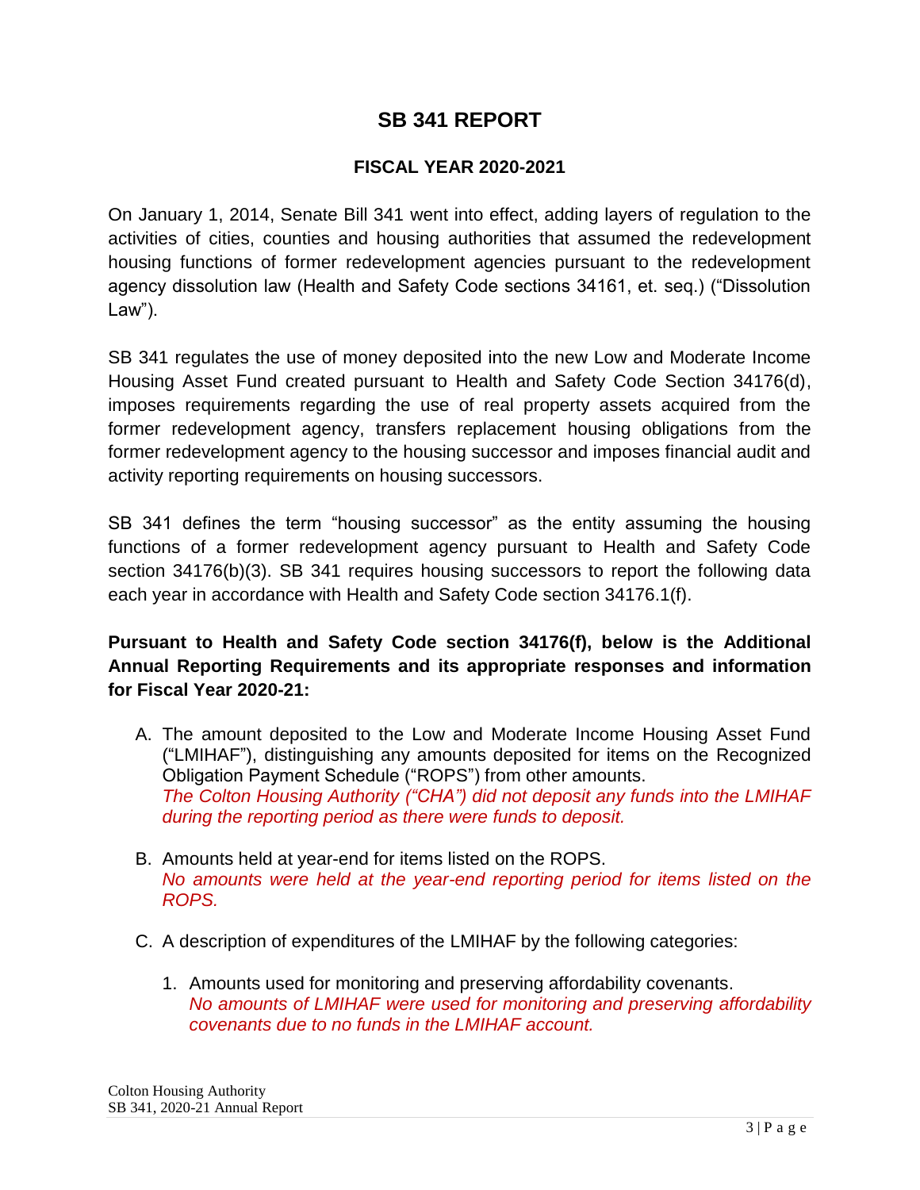# SB 341 REPORT

## FISCAL YEAR 2020-2021

On January 1, 2014, Senate Bill 341 went into effect, adding layers of regulation to the activities of cities, counties and housing authorities that assumed the redevelopment housing functions of former redevelopment agencies pursuant to the redevelopment agency dissolution law (Health and Safety Code sections 34161, et. seq.) ("Dissolution Law").

SB 341 regulates the use of money deposited into the new Low and Moderate Income Housing Asset Fund created pursuant to Health and Safety Code Section 34176(d), imposes requirements regarding the use of real property assets acquired from the former redevelopment agency, transfers replacement housing obligations from the former redevelopment agency to the housing successor and imposes financial audit and activity reporting requirements on housing successors.

SB 341 defines the term "housing successor" as the entity assuming the housing functions of a former redevelopment agency pursuant to Health and Safety Code section 34176(b)(3). SB 341 requires housing successors to report the following data each year in accordance with Health and Safety Code section 34176.1(f).

**Pursuant to Health and Safety Code section 34176(f), below is the Additional Annual Reporting Requirements and its appropriate responses and information for Fiscal Year 2020-21:**

A. The amount deposited to the Low and Moderate Income Housing Asset Fund ("LMIHAF"), distinguishing any amounts deposited for items on the Recognized Obligation Payment Schedule ("ROPS") from other amounts.
   *The Colton Housing Authority ("CHA") did not deposit any funds into the LMIHAF during the reporting period as there were funds to deposit.*

B. Amounts held at year-end for items listed on the ROPS.
   *No amounts were held at the year-end reporting period for items listed on the ROPS.*

C. A description of expenditures of the LMIHAF by the following categories:

   1. Amounts used for monitoring and preserving affordability covenants.
      *No amounts of LMIHAF were used for monitoring and preserving affordability covenants due to no funds in the LMIHAF account.*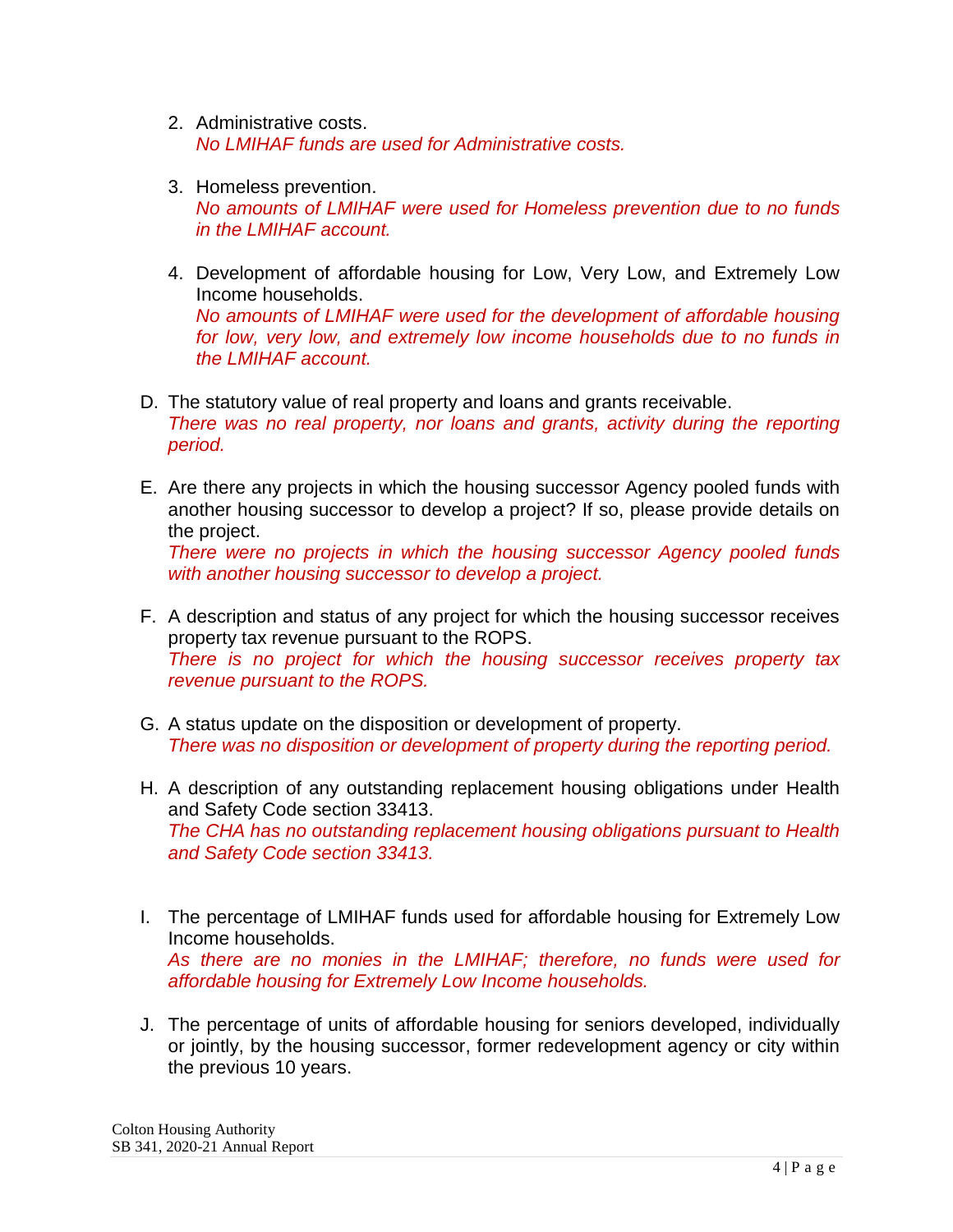2. Administrative costs.
   *No LMIHAF funds are used for Administrative costs.*

3. Homeless prevention.
   *No amounts of LMIHAF were used for Homeless prevention due to no funds in the LMIHAF account.*

4. Development of affordable housing for Low, Very Low, and Extremely Low Income households.
   *No amounts of LMIHAF were used for the development of affordable housing for low, very low, and extremely low income households due to no funds in the LMIHAF account.*

D. The statutory value of real property and loans and grants receivable.
*There was no real property, nor loans and grants, activity during the reporting period.*

E. Are there any projects in which the housing successor Agency pooled funds with another housing successor to develop a project? If so, please provide details on the project.
*There were no projects in which the housing successor Agency pooled funds with another housing successor to develop a project.*

F. A description and status of any project for which the housing successor receives property tax revenue pursuant to the ROPS.
*There is no project for which the housing successor receives property tax revenue pursuant to the ROPS.*

G. A status update on the disposition or development of property.
*There was no disposition or development of property during the reporting period.*

H. A description of any outstanding replacement housing obligations under Health and Safety Code section 33413.
*The CHA has no outstanding replacement housing obligations pursuant to Health and Safety Code section 33413.*

I. The percentage of LMIHAF funds used for affordable housing for Extremely Low Income households.
*As there are no monies in the LMIHAF; therefore, no funds were used for affordable housing for Extremely Low Income households.*

J. The percentage of units of affordable housing for seniors developed, individually or jointly, by the housing successor, former redevelopment agency or city within the previous 10 years.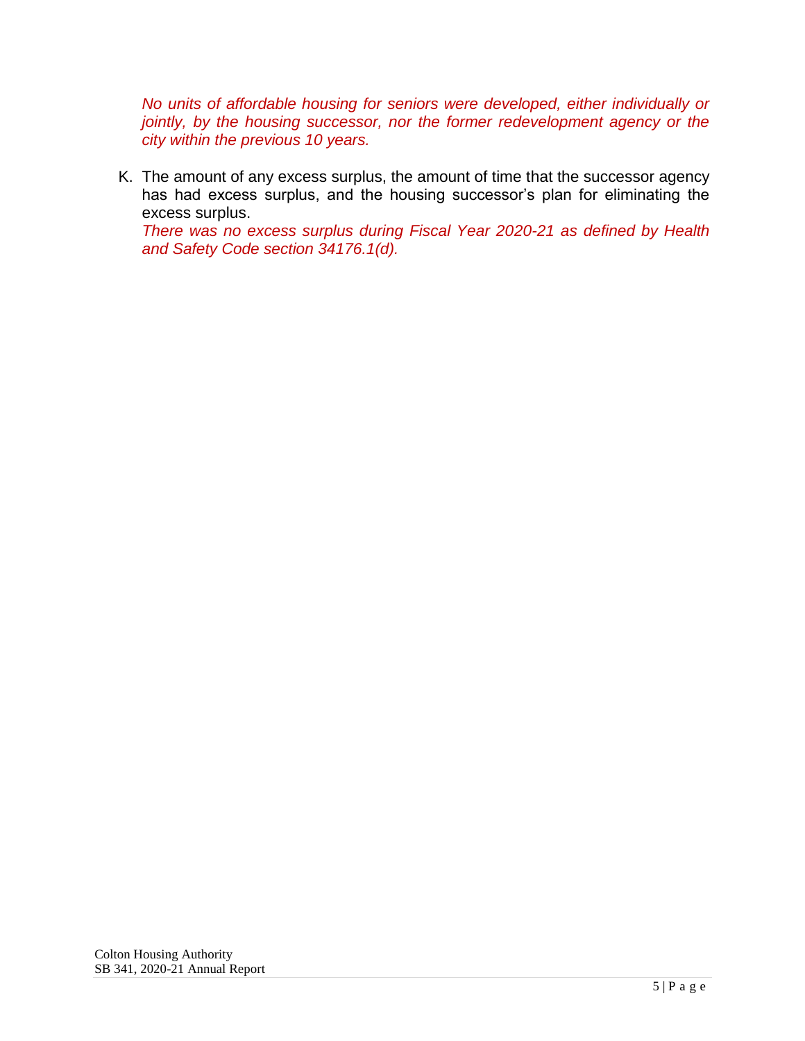*No units of affordable housing for seniors were developed, either individually or jointly, by the housing successor, nor the former redevelopment agency or the city within the previous 10 years.*

K. The amount of any excess surplus, the amount of time that the successor agency has had excess surplus, and the housing successor's plan for eliminating the excess surplus.
   *There was no excess surplus during Fiscal Year 2020-21 as defined by Health and Safety Code section 34176.1(d).*